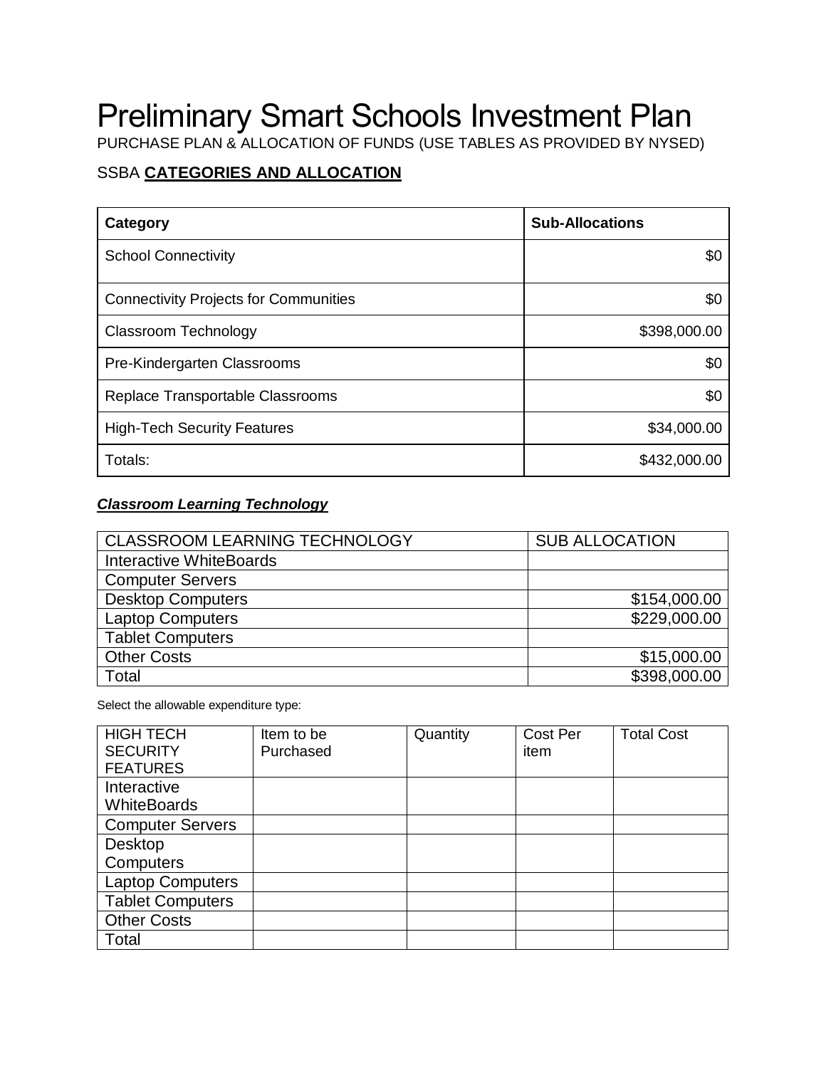# Preliminary Smart Schools Investment Plan

PURCHASE PLAN & ALLOCATION OF FUNDS (USE TABLES AS PROVIDED BY NYSED)

SSBA **CATEGORIES AND ALLOCATION**

| Category | Sub-Allocations |
|---|---:|
| School Connectivity | $0 |
| Connectivity Projects for Communities | $0 |
| Classroom Technology | $398,000.00 |
| Pre-Kindergarten Classrooms | $0 |
| Replace Transportable Classrooms | $0 |
| High-Tech Security Features | $34,000.00 |
| Totals: | $432,000.00 |

***Classroom Learning Technology***

| CLASSROOM LEARNING TECHNOLOGY | SUB ALLOCATION |
|---|---:|
| Interactive WhiteBoards | |
| Computer Servers | |
| Desktop Computers | $154,000.00 |
| Laptop Computers | $229,000.00 |
| Tablet Computers | |
| Other Costs | $15,000.00 |
| Total | $398,000.00 |

Select the allowable expenditure type:

| HIGH TECH SECURITY FEATURES | Item to be Purchased | Quantity | Cost Per item | Total Cost |
|---|---|---|---|---|
| Interactive WhiteBoards | | | | |
| Computer Servers | | | | |
| Desktop Computers | | | | |
| Laptop Computers | | | | |
| Tablet Computers | | | | |
| Other Costs | | | | |
| Total | | | | |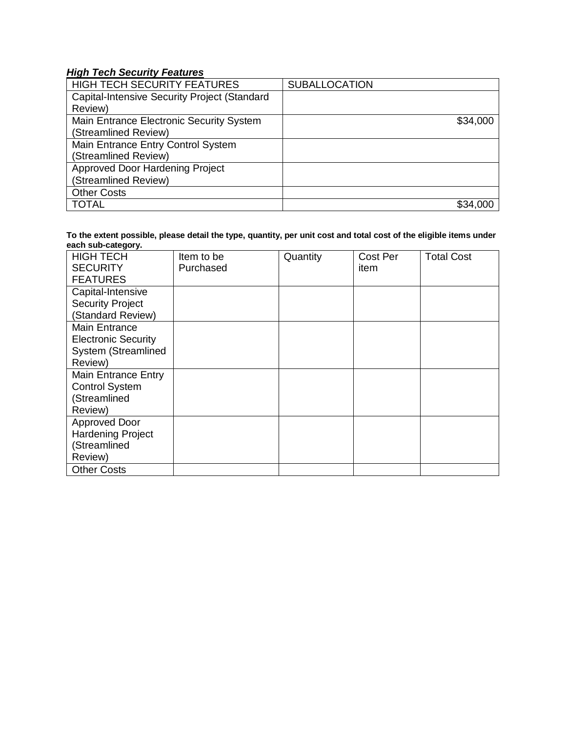***High Tech Security Features***

| HIGH TECH SECURITY FEATURES | SUBALLOCATION |
|---|---|
| Capital-Intensive Security Project (Standard Review) | |
| Main Entrance Electronic Security System (Streamlined Review) | $34,000 |
| Main Entrance Entry Control System (Streamlined Review) | |
| Approved Door Hardening Project (Streamlined Review) | |
| Other Costs | |
| TOTAL | $34,000 |

**To the extent possible, please detail the type, quantity, per unit cost and total cost of the eligible items under each sub-category.**

| HIGH TECH SECURITY FEATURES | Item to be Purchased | Quantity | Cost Per item | Total Cost |
|---|---|---|---|---|
| Capital-Intensive Security Project (Standard Review) | | | | |
| Main Entrance Electronic Security System (Streamlined Review) | | | | |
| Main Entrance Entry Control System (Streamlined Review) | | | | |
| Approved Door Hardening Project (Streamlined Review) | | | | |
| Other Costs | | | | |